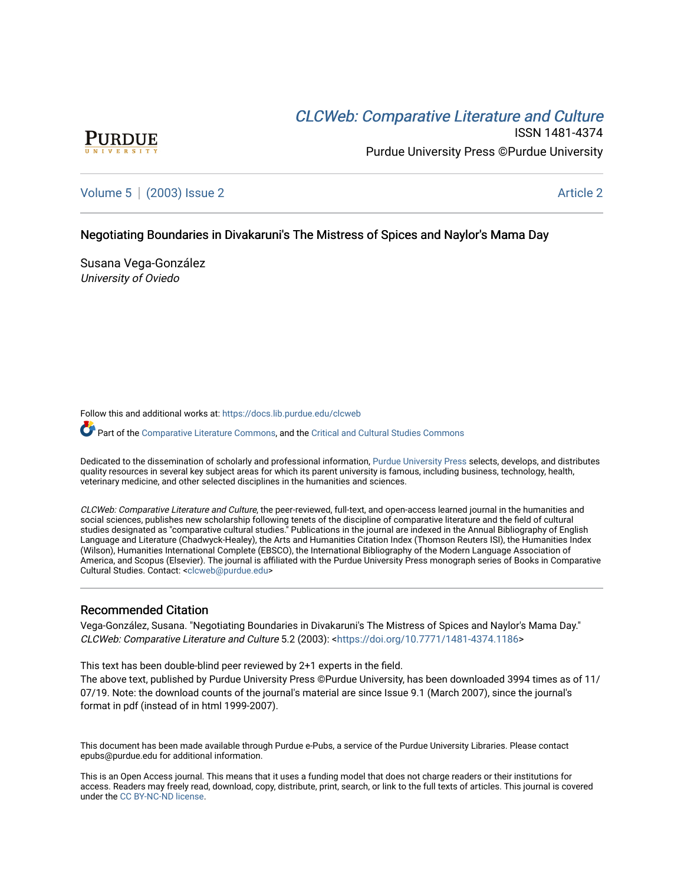PURDUE UNIVERSITY

[CLCWeb: Comparative Literature and Culture](https://docs.lib.purdue.edu/clcweb)

ISSN 1481-4374

Purdue University Press ©Purdue University

Volume 5 | (2003) Issue 2 Article 2

# Negotiating Boundaries in Divakaruni's The Mistress of Spices and Naylor's Mama Day

Susana Vega-González

*University of Oviedo*

Follow this and additional works at: https://docs.lib.purdue.edu/clcweb

Part of the Comparative Literature Commons, and the Critical and Cultural Studies Commons

Dedicated to the dissemination of scholarly and professional information, Purdue University Press selects, develops, and distributes quality resources in several key subject areas for which its parent university is famous, including business, technology, health, veterinary medicine, and other selected disciplines in the humanities and sciences.

*CLCWeb: Comparative Literature and Culture*, the peer-reviewed, full-text, and open-access learned journal in the humanities and social sciences, publishes new scholarship following tenets of the discipline of comparative literature and the field of cultural studies designated as "comparative cultural studies." Publications in the journal are indexed in the Annual Bibliography of English Language and Literature (Chadwyck-Healey), the Arts and Humanities Citation Index (Thomson Reuters ISI), the Humanities Index (Wilson), Humanities International Complete (EBSCO), the International Bibliography of the Modern Language Association of America, and Scopus (Elsevier). The journal is affiliated with the Purdue University Press monograph series of Books in Comparative Cultural Studies. Contact: <clcweb@purdue.edu>

## Recommended Citation

Vega-González, Susana. "Negotiating Boundaries in Divakaruni's The Mistress of Spices and Naylor's Mama Day." *CLCWeb: Comparative Literature and Culture* 5.2 (2003): <https://doi.org/10.7771/1481-4374.1186>

This text has been double-blind peer reviewed by 2+1 experts in the field.
The above text, published by Purdue University Press ©Purdue University, has been downloaded 3994 times as of 11/07/19. Note: the download counts of the journal's material are since Issue 9.1 (March 2007), since the journal's format in pdf (instead of in html 1999-2007).

This document has been made available through Purdue e-Pubs, a service of the Purdue University Libraries. Please contact epubs@purdue.edu for additional information.

This is an Open Access journal. This means that it uses a funding model that does not charge readers or their institutions for access. Readers may freely read, download, copy, distribute, print, search, or link to the full texts of articles. This journal is covered under the CC BY-NC-ND license.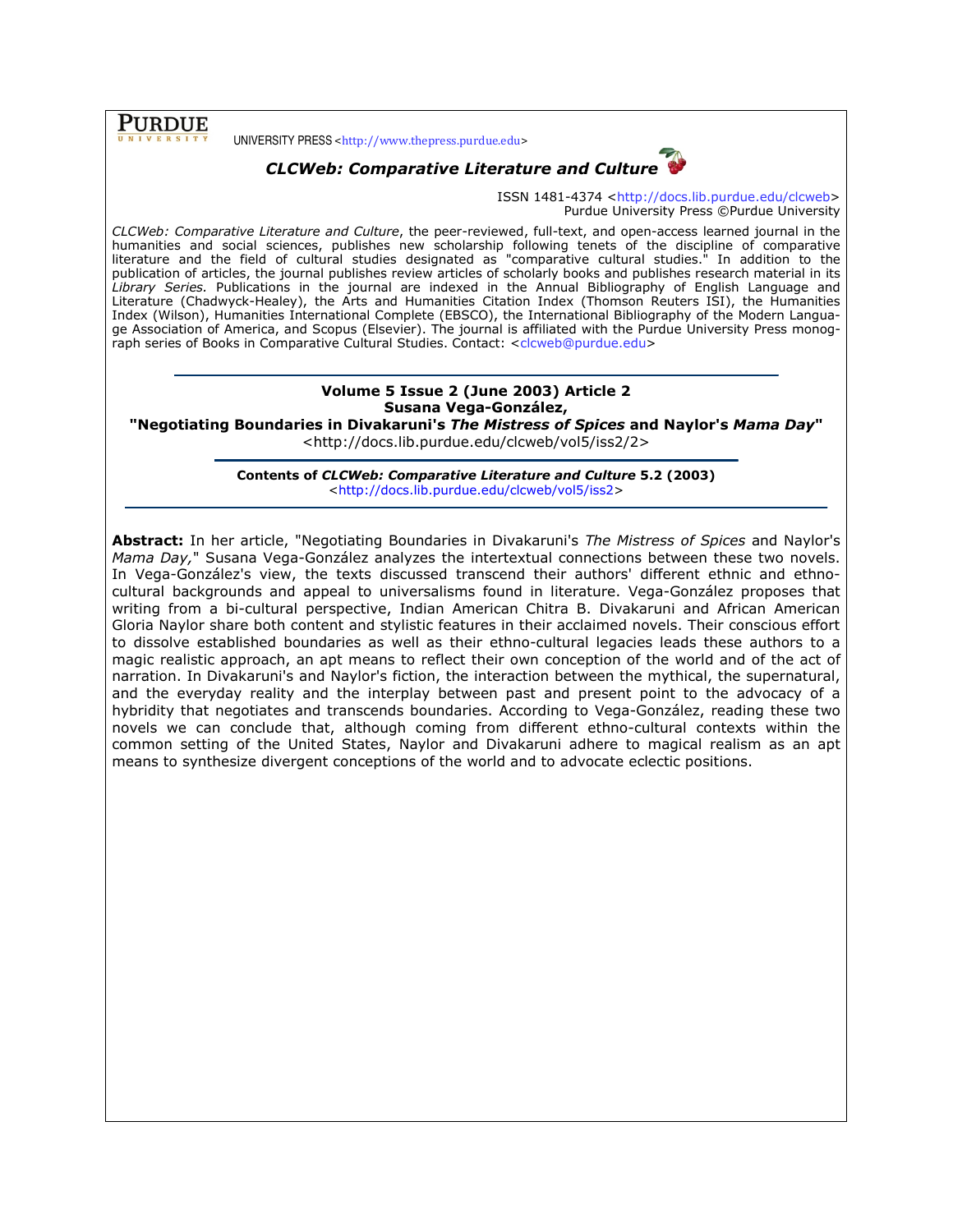**PURDUE** UNIVERSITY

UNIVERSITY PRESS <http://www.thepress.purdue.edu>

***CLCWeb: Comparative Literature and Culture***

ISSN 1481-4374 <http://docs.lib.purdue.edu/clcweb>
Purdue University Press ©Purdue University

*CLCWeb: Comparative Literature and Culture*, the peer-reviewed, full-text, and open-access learned journal in the humanities and social sciences, publishes new scholarship following tenets of the discipline of comparative literature and the field of cultural studies designated as "comparative cultural studies." In addition to the publication of articles, the journal publishes review articles of scholarly books and publishes research material in its *Library Series*. Publications in the journal are indexed in the Annual Bibliography of English Language and Literature (Chadwyck-Healey), the Arts and Humanities Citation Index (Thomson Reuters ISI), the Humanities Index (Wilson), Humanities International Complete (EBSCO), the International Bibliography of the Modern Language Association of America, and Scopus (Elsevier). The journal is affiliated with the Purdue University Press monograph series of Books in Comparative Cultural Studies. Contact: <clcweb@purdue.edu>

---

**Volume 5 Issue 2 (June 2003) Article 2**
**Susana Vega-González,**
**"Negotiating Boundaries in Divakaruni's *The Mistress of Spices* and Naylor's *Mama Day*"**
<http://docs.lib.purdue.edu/clcweb/vol5/iss2/2>

---

**Contents of *CLCWeb: Comparative Literature and Culture* 5.2 (2003)**
<http://docs.lib.purdue.edu/clcweb/vol5/iss2>

---

**Abstract:** In her article, "Negotiating Boundaries in Divakaruni's *The Mistress of Spices* and Naylor's *Mama Day*," Susana Vega-González analyzes the intertextual connections between these two novels. In Vega-González's view, the texts discussed transcend their authors' different ethnic and ethno-cultural backgrounds and appeal to universalisms found in literature. Vega-González proposes that writing from a bi-cultural perspective, Indian American Chitra B. Divakaruni and African American Gloria Naylor share both content and stylistic features in their acclaimed novels. Their conscious effort to dissolve established boundaries as well as their ethno-cultural legacies leads these authors to a magic realistic approach, an apt means to reflect their own conception of the world and of the act of narration. In Divakaruni's and Naylor's fiction, the interaction between the mythical, the supernatural, and the everyday reality and the interplay between past and present point to the advocacy of a hybridity that negotiates and transcends boundaries. According to Vega-González, reading these two novels we can conclude that, although coming from different ethno-cultural contexts within the common setting of the United States, Naylor and Divakaruni adhere to magical realism as an apt means to synthesize divergent conceptions of the world and to advocate eclectic positions.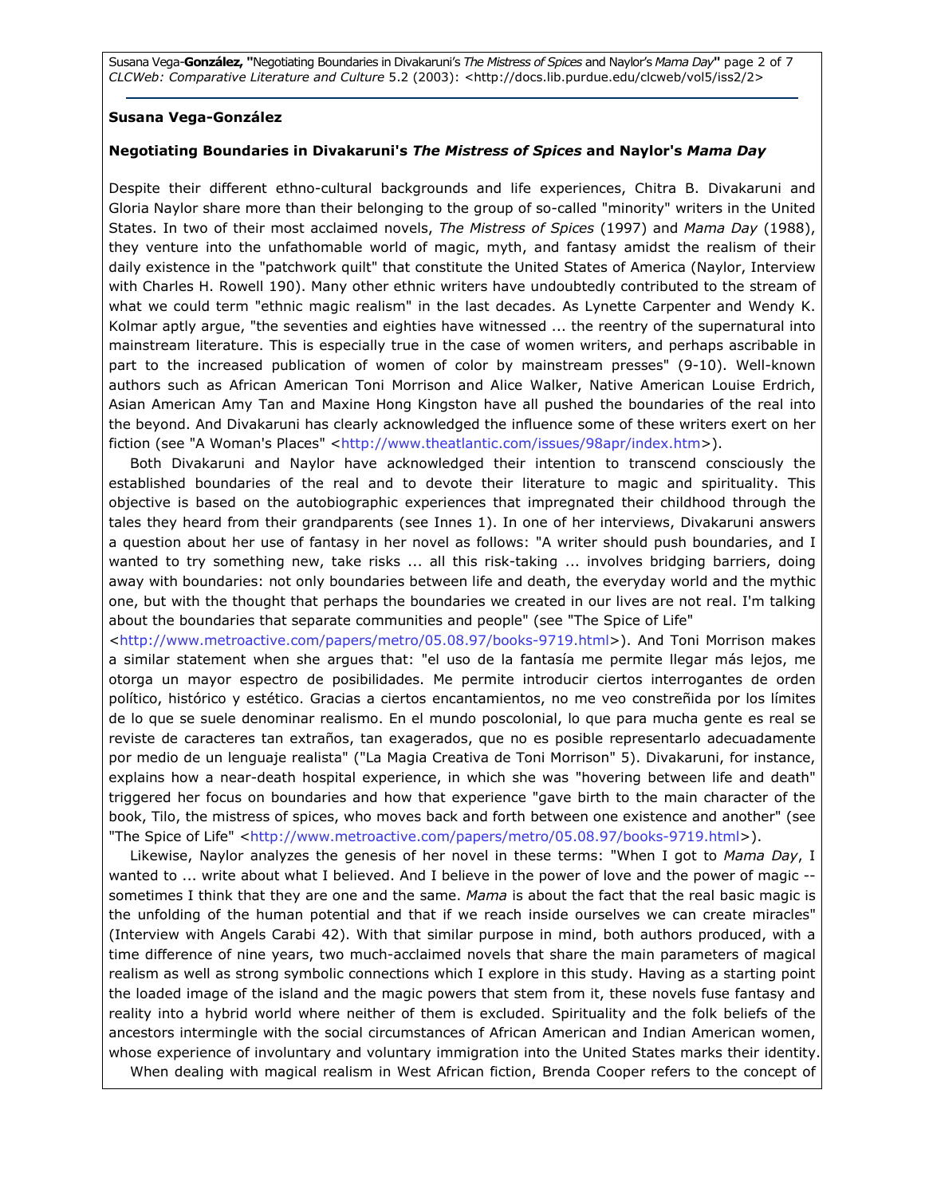**Susana Vega-González**

**Negotiating Boundaries in Divakaruni's *The Mistress of Spices* and Naylor's *Mama Day***

Despite their different ethno-cultural backgrounds and life experiences, Chitra B. Divakaruni and Gloria Naylor share more than their belonging to the group of so-called "minority" writers in the United States. In two of their most acclaimed novels, *The Mistress of Spices* (1997) and *Mama Day* (1988), they venture into the unfathomable world of magic, myth, and fantasy amidst the realism of their daily existence in the "patchwork quilt" that constitute the United States of America (Naylor, Interview with Charles H. Rowell 190). Many other ethnic writers have undoubtedly contributed to the stream of what we could term "ethnic magic realism" in the last decades. As Lynette Carpenter and Wendy K. Kolmar aptly argue, "the seventies and eighties have witnessed ... the reentry of the supernatural into mainstream literature. This is especially true in the case of women writers, and perhaps ascribable in part to the increased publication of women of color by mainstream presses" (9-10). Well-known authors such as African American Toni Morrison and Alice Walker, Native American Louise Erdrich, Asian American Amy Tan and Maxine Hong Kingston have all pushed the boundaries of the real into the beyond. And Divakaruni has clearly acknowledged the influence some of these writers exert on her fiction (see "A Woman's Places" <http://www.theatlantic.com/issues/98apr/index.htm>).

Both Divakaruni and Naylor have acknowledged their intention to transcend consciously the established boundaries of the real and to devote their literature to magic and spirituality. This objective is based on the autobiographic experiences that impregnated their childhood through the tales they heard from their grandparents (see Innes 1). In one of her interviews, Divakaruni answers a question about her use of fantasy in her novel as follows: "A writer should push boundaries, and I wanted to try something new, take risks ... all this risk-taking ... involves bridging barriers, doing away with boundaries: not only boundaries between life and death, the everyday world and the mythic one, but with the thought that perhaps the boundaries we created in our lives are not real. I'm talking about the boundaries that separate communities and people" (see "The Spice of Life" <http://www.metroactive.com/papers/metro/05.08.97/books-9719.html>). And Toni Morrison makes a similar statement when she argues that: "el uso de la fantasía me permite llegar más lejos, me otorga un mayor espectro de posibilidades. Me permite introducir ciertos interrogantes de orden político, histórico y estético. Gracias a ciertos encantamientos, no me veo constreñida por los límites de lo que se suele denominar realismo. En el mundo poscolonial, lo que para mucha gente es real se reviste de caracteres tan extraños, tan exagerados, que no es posible representarlo adecuadamente por medio de un lenguaje realista" ("La Magia Creativa de Toni Morrison" 5). Divakaruni, for instance, explains how a near-death hospital experience, in which she was "hovering between life and death" triggered her focus on boundaries and how that experience "gave birth to the main character of the book, Tilo, the mistress of spices, who moves back and forth between one existence and another" (see "The Spice of Life" <http://www.metroactive.com/papers/metro/05.08.97/books-9719.html>).

Likewise, Naylor analyzes the genesis of her novel in these terms: "When I got to *Mama Day*, I wanted to ... write about what I believed. And I believe in the power of love and the power of magic -- sometimes I think that they are one and the same. *Mama* is about the fact that the real basic magic is the unfolding of the human potential and that if we reach inside ourselves we can create miracles" (Interview with Angels Carabi 42). With that similar purpose in mind, both authors produced, with a time difference of nine years, two much-acclaimed novels that share the main parameters of magical realism as well as strong symbolic connections which I explore in this study. Having as a starting point the loaded image of the island and the magic powers that stem from it, these novels fuse fantasy and reality into a hybrid world where neither of them is excluded. Spirituality and the folk beliefs of the ancestors intermingle with the social circumstances of African American and Indian American women, whose experience of involuntary and voluntary immigration into the United States marks their identity.

When dealing with magical realism in West African fiction, Brenda Cooper refers to the concept of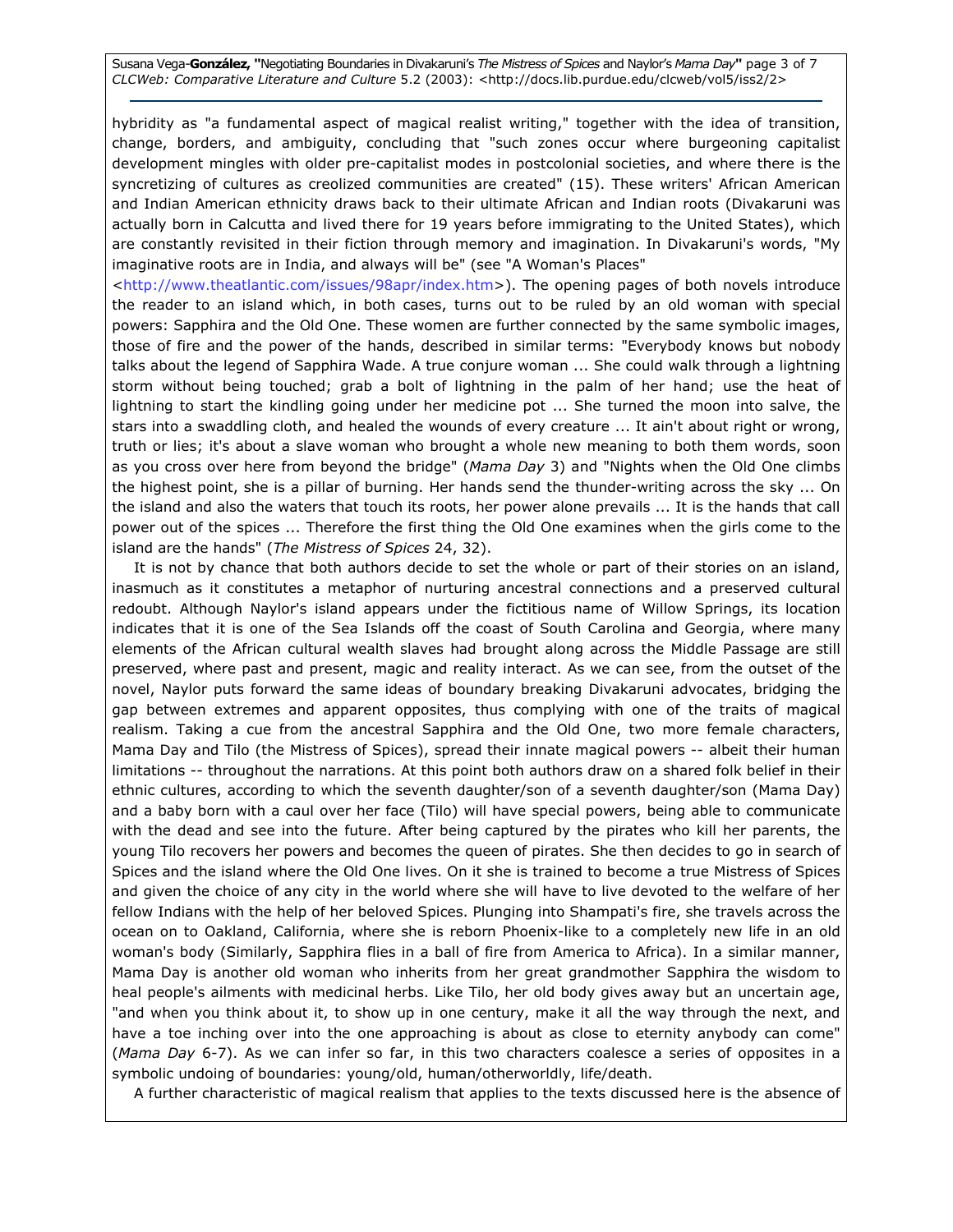hybridity as "a fundamental aspect of magical realist writing," together with the idea of transition, change, borders, and ambiguity, concluding that "such zones occur where burgeoning capitalist development mingles with older pre-capitalist modes in postcolonial societies, and where there is the syncretizing of cultures as creolized communities are created" (15). These writers' African American and Indian American ethnicity draws back to their ultimate African and Indian roots (Divakaruni was actually born in Calcutta and lived there for 19 years before immigrating to the United States), which are constantly revisited in their fiction through memory and imagination. In Divakaruni's words, "My imaginative roots are in India, and always will be" (see "A Woman's Places" <http://www.theatlantic.com/issues/98apr/index.htm>). The opening pages of both novels introduce the reader to an island which, in both cases, turns out to be ruled by an old woman with special powers: Sapphira and the Old One. These women are further connected by the same symbolic images, those of fire and the power of the hands, described in similar terms: "Everybody knows but nobody talks about the legend of Sapphira Wade. A true conjure woman ... She could walk through a lightning storm without being touched; grab a bolt of lightning in the palm of her hand; use the heat of lightning to start the kindling going under her medicine pot ... She turned the moon into salve, the stars into a swaddling cloth, and healed the wounds of every creature ... It ain't about right or wrong, truth or lies; it's about a slave woman who brought a whole new meaning to both them words, soon as you cross over here from beyond the bridge" (*Mama Day* 3) and "Nights when the Old One climbs the highest point, she is a pillar of burning. Her hands send the thunder-writing across the sky ... On the island and also the waters that touch its roots, her power alone prevails ... It is the hands that call power out of the spices ... Therefore the first thing the Old One examines when the girls come to the island are the hands" (*The Mistress of Spices* 24, 32).

It is not by chance that both authors decide to set the whole or part of their stories on an island, inasmuch as it constitutes a metaphor of nurturing ancestral connections and a preserved cultural redoubt. Although Naylor's island appears under the fictitious name of Willow Springs, its location indicates that it is one of the Sea Islands off the coast of South Carolina and Georgia, where many elements of the African cultural wealth slaves had brought along across the Middle Passage are still preserved, where past and present, magic and reality interact. As we can see, from the outset of the novel, Naylor puts forward the same ideas of boundary breaking Divakaruni advocates, bridging the gap between extremes and apparent opposites, thus complying with one of the traits of magical realism. Taking a cue from the ancestral Sapphira and the Old One, two more female characters, Mama Day and Tilo (the Mistress of Spices), spread their innate magical powers -- albeit their human limitations -- throughout the narrations. At this point both authors draw on a shared folk belief in their ethnic cultures, according to which the seventh daughter/son of a seventh daughter/son (Mama Day) and a baby born with a caul over her face (Tilo) will have special powers, being able to communicate with the dead and see into the future. After being captured by the pirates who kill her parents, the young Tilo recovers her powers and becomes the queen of pirates. She then decides to go in search of Spices and the island where the Old One lives. On it she is trained to become a true Mistress of Spices and given the choice of any city in the world where she will have to live devoted to the welfare of her fellow Indians with the help of her beloved Spices. Plunging into Shampati's fire, she travels across the ocean on to Oakland, California, where she is reborn Phoenix-like to a completely new life in an old woman's body (Similarly, Sapphira flies in a ball of fire from America to Africa). In a similar manner, Mama Day is another old woman who inherits from her great grandmother Sapphira the wisdom to heal people's ailments with medicinal herbs. Like Tilo, her old body gives away but an uncertain age, "and when you think about it, to show up in one century, make it all the way through the next, and have a toe inching over into the one approaching is about as close to eternity anybody can come" (*Mama Day* 6-7). As we can infer so far, in this two characters coalesce a series of opposites in a symbolic undoing of boundaries: young/old, human/otherworldly, life/death.

A further characteristic of magical realism that applies to the texts discussed here is the absence of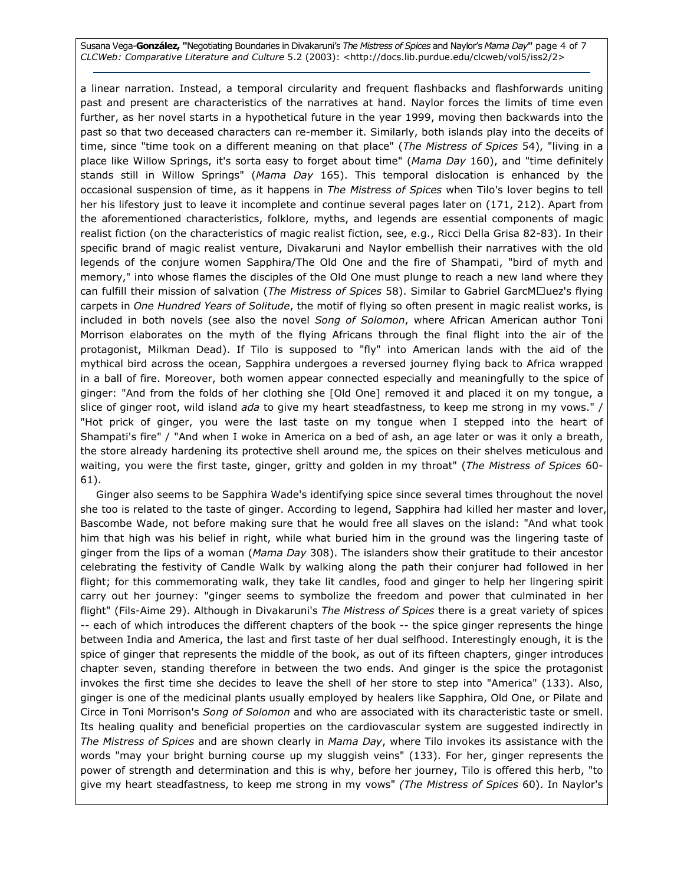a linear narration. Instead, a temporal circularity and frequent flashbacks and flashforwards uniting past and present are characteristics of the narratives at hand. Naylor forces the limits of time even further, as her novel starts in a hypothetical future in the year 1999, moving then backwards into the past so that two deceased characters can re-member it. Similarly, both islands play into the deceits of time, since "time took on a different meaning on that place" (*The Mistress of Spices* 54), "living in a place like Willow Springs, it's sorta easy to forget about time" (*Mama Day* 160), and "time definitely stands still in Willow Springs" (*Mama Day* 165). This temporal dislocation is enhanced by the occasional suspension of time, as it happens in *The Mistress of Spices* when Tilo's lover begins to tell her his lifestory just to leave it incomplete and continue several pages later on (171, 212). Apart from the aforementioned characteristics, folklore, myths, and legends are essential components of magic realist fiction (on the characteristics of magic realist fiction, see, e.g., Ricci Della Grisa 82-83). In their specific brand of magic realist venture, Divakaruni and Naylor embellish their narratives with the old legends of the conjure women Sapphira/The Old One and the fire of Shampati, "bird of myth and memory," into whose flames the disciples of the Old One must plunge to reach a new land where they can fulfill their mission of salvation (*The Mistress of Spices* 58). Similar to Gabriel GarcM□uez's flying carpets in *One Hundred Years of Solitude*, the motif of flying so often present in magic realist works, is included in both novels (see also the novel *Song of Solomon*, where African American author Toni Morrison elaborates on the myth of the flying Africans through the final flight into the air of the protagonist, Milkman Dead). If Tilo is supposed to "fly" into American lands with the aid of the mythical bird across the ocean, Sapphira undergoes a reversed journey flying back to Africa wrapped in a ball of fire. Moreover, both women appear connected especially and meaningfully to the spice of ginger: "And from the folds of her clothing she [Old One] removed it and placed it on my tongue, a slice of ginger root, wild island *ada* to give my heart steadfastness, to keep me strong in my vows." / "Hot prick of ginger, you were the last taste on my tongue when I stepped into the heart of Shampati's fire" / "And when I woke in America on a bed of ash, an age later or was it only a breath, the store already hardening its protective shell around me, the spices on their shelves meticulous and waiting, you were the first taste, ginger, gritty and golden in my throat" (*The Mistress of Spices* 60-61).

Ginger also seems to be Sapphira Wade's identifying spice since several times throughout the novel she too is related to the taste of ginger. According to legend, Sapphira had killed her master and lover, Bascombe Wade, not before making sure that he would free all slaves on the island: "And what took him that high was his belief in right, while what buried him in the ground was the lingering taste of ginger from the lips of a woman (*Mama Day* 308). The islanders show their gratitude to their ancestor celebrating the festivity of Candle Walk by walking along the path their conjurer had followed in her flight; for this commemorating walk, they take lit candles, food and ginger to help her lingering spirit carry out her journey: "ginger seems to symbolize the freedom and power that culminated in her flight" (Fils-Aime 29). Although in Divakaruni's *The Mistress of Spices* there is a great variety of spices -- each of which introduces the different chapters of the book -- the spice ginger represents the hinge between India and America, the last and first taste of her dual selfhood. Interestingly enough, it is the spice of ginger that represents the middle of the book, as out of its fifteen chapters, ginger introduces chapter seven, standing therefore in between the two ends. And ginger is the spice the protagonist invokes the first time she decides to leave the shell of her store to step into "America" (133). Also, ginger is one of the medicinal plants usually employed by healers like Sapphira, Old One, or Pilate and Circe in Toni Morrison's *Song of Solomon* and who are associated with its characteristic taste or smell. Its healing quality and beneficial properties on the cardiovascular system are suggested indirectly in *The Mistress of Spices* and are shown clearly in *Mama Day*, where Tilo invokes its assistance with the words "may your bright burning course up my sluggish veins" (133). For her, ginger represents the power of strength and determination and this is why, before her journey, Tilo is offered this herb, "to give my heart steadfastness, to keep me strong in my vows" *(The Mistress of Spices* 60). In Naylor's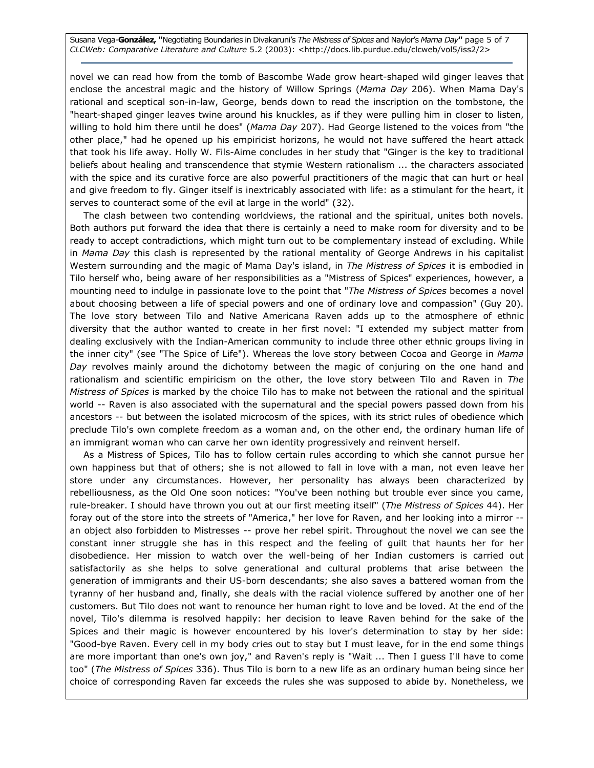novel we can read how from the tomb of Bascombe Wade grow heart-shaped wild ginger leaves that enclose the ancestral magic and the history of Willow Springs (*Mama Day* 206). When Mama Day's rational and sceptical son-in-law, George, bends down to read the inscription on the tombstone, the "heart-shaped ginger leaves twine around his knuckles, as if they were pulling him in closer to listen, willing to hold him there until he does" (*Mama Day* 207). Had George listened to the voices from "the other place," had he opened up his empiricist horizons, he would not have suffered the heart attack that took his life away. Holly W. Fils-Aime concludes in her study that "Ginger is the key to traditional beliefs about healing and transcendence that stymie Western rationalism ... the characters associated with the spice and its curative force are also powerful practitioners of the magic that can hurt or heal and give freedom to fly. Ginger itself is inextricably associated with life: as a stimulant for the heart, it serves to counteract some of the evil at large in the world" (32).

The clash between two contending worldviews, the rational and the spiritual, unites both novels. Both authors put forward the idea that there is certainly a need to make room for diversity and to be ready to accept contradictions, which might turn out to be complementary instead of excluding. While in *Mama Day* this clash is represented by the rational mentality of George Andrews in his capitalist Western surrounding and the magic of Mama Day's island, in *The Mistress of Spices* it is embodied in Tilo herself who, being aware of her responsibilities as a "Mistress of Spices" experiences, however, a mounting need to indulge in passionate love to the point that "*The Mistress of Spices* becomes a novel about choosing between a life of special powers and one of ordinary love and compassion" (Guy 20). The love story between Tilo and Native Americana Raven adds up to the atmosphere of ethnic diversity that the author wanted to create in her first novel: "I extended my subject matter from dealing exclusively with the Indian-American community to include three other ethnic groups living in the inner city" (see "The Spice of Life"). Whereas the love story between Cocoa and George in *Mama Day* revolves mainly around the dichotomy between the magic of conjuring on the one hand and rationalism and scientific empiricism on the other, the love story between Tilo and Raven in *The Mistress of Spices* is marked by the choice Tilo has to make not between the rational and the spiritual world -- Raven is also associated with the supernatural and the special powers passed down from his ancestors -- but between the isolated microcosm of the spices, with its strict rules of obedience which preclude Tilo's own complete freedom as a woman and, on the other end, the ordinary human life of an immigrant woman who can carve her own identity progressively and reinvent herself.

As a Mistress of Spices, Tilo has to follow certain rules according to which she cannot pursue her own happiness but that of others; she is not allowed to fall in love with a man, not even leave her store under any circumstances. However, her personality has always been characterized by rebelliousness, as the Old One soon notices: "You've been nothing but trouble ever since you came, rule-breaker. I should have thrown you out at our first meeting itself" (*The Mistress of Spices* 44). Her foray out of the store into the streets of "America," her love for Raven, and her looking into a mirror -- an object also forbidden to Mistresses -- prove her rebel spirit. Throughout the novel we can see the constant inner struggle she has in this respect and the feeling of guilt that haunts her for her disobedience. Her mission to watch over the well-being of her Indian customers is carried out satisfactorily as she helps to solve generational and cultural problems that arise between the generation of immigrants and their US-born descendants; she also saves a battered woman from the tyranny of her husband and, finally, she deals with the racial violence suffered by another one of her customers. But Tilo does not want to renounce her human right to love and be loved. At the end of the novel, Tilo's dilemma is resolved happily: her decision to leave Raven behind for the sake of the Spices and their magic is however encountered by his lover's determination to stay by her side: "Good-bye Raven. Every cell in my body cries out to stay but I must leave, for in the end some things are more important than one's own joy," and Raven's reply is "Wait ... Then I guess I'll have to come too" (*The Mistress of Spices* 336). Thus Tilo is born to a new life as an ordinary human being since her choice of corresponding Raven far exceeds the rules she was supposed to abide by. Nonetheless, we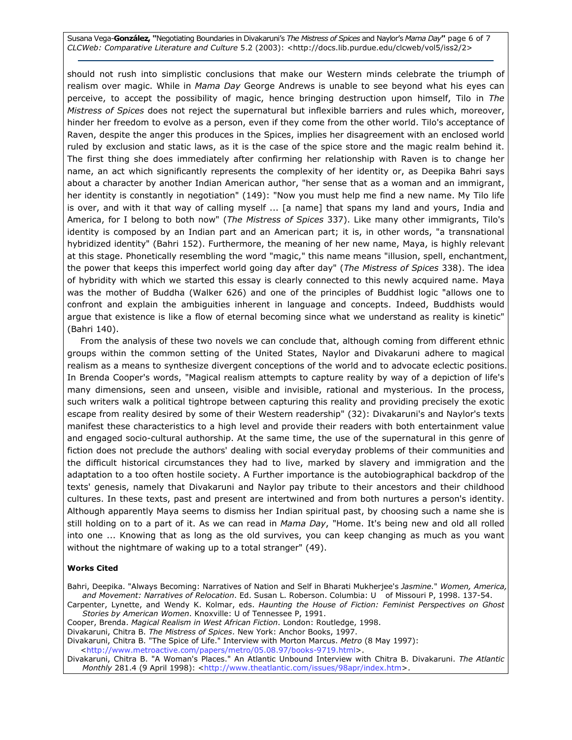should not rush into simplistic conclusions that make our Western minds celebrate the triumph of realism over magic. While in *Mama Day* George Andrews is unable to see beyond what his eyes can perceive, to accept the possibility of magic, hence bringing destruction upon himself, Tilo in *The Mistress of Spices* does not reject the supernatural but inflexible barriers and rules which, moreover, hinder her freedom to evolve as a person, even if they come from the other world. Tilo's acceptance of Raven, despite the anger this produces in the Spices, implies her disagreement with an enclosed world ruled by exclusion and static laws, as it is the case of the spice store and the magic realm behind it. The first thing she does immediately after confirming her relationship with Raven is to change her name, an act which significantly represents the complexity of her identity or, as Deepika Bahri says about a character by another Indian American author, "her sense that as a woman and an immigrant, her identity is constantly in negotiation" (149): "Now you must help me find a new name. My Tilo life is over, and with it that way of calling myself ... [a name] that spans my land and yours, India and America, for I belong to both now" (*The Mistress of Spices* 337). Like many other immigrants, Tilo's identity is composed by an Indian part and an American part; it is, in other words, "a transnational hybridized identity" (Bahri 152). Furthermore, the meaning of her new name, Maya, is highly relevant at this stage. Phonetically resembling the word "magic," this name means "illusion, spell, enchantment, the power that keeps this imperfect world going day after day" (*The Mistress of Spices* 338). The idea of hybridity with which we started this essay is clearly connected to this newly acquired name. Maya was the mother of Buddha (Walker 626) and one of the principles of Buddhist logic "allows one to confront and explain the ambiguities inherent in language and concepts. Indeed, Buddhists would argue that existence is like a flow of eternal becoming since what we understand as reality is kinetic" (Bahri 140).

From the analysis of these two novels we can conclude that, although coming from different ethnic groups within the common setting of the United States, Naylor and Divakaruni adhere to magical realism as a means to synthesize divergent conceptions of the world and to advocate eclectic positions. In Brenda Cooper's words, "Magical realism attempts to capture reality by way of a depiction of life's many dimensions, seen and unseen, visible and invisible, rational and mysterious. In the process, such writers walk a political tightrope between capturing this reality and providing precisely the exotic escape from reality desired by some of their Western readership" (32): Divakaruni's and Naylor's texts manifest these characteristics to a high level and provide their readers with both entertainment value and engaged socio-cultural authorship. At the same time, the use of the supernatural in this genre of fiction does not preclude the authors' dealing with social everyday problems of their communities and the difficult historical circumstances they had to live, marked by slavery and immigration and the adaptation to a too often hostile society. A Further importance is the autobiographical backdrop of the texts' genesis, namely that Divakaruni and Naylor pay tribute to their ancestors and their childhood cultures. In these texts, past and present are intertwined and from both nurtures a person's identity. Although apparently Maya seems to dismiss her Indian spiritual past, by choosing such a name she is still holding on to a part of it. As we can read in *Mama Day*, "Home. It's being new and old all rolled into one ... Knowing that as long as the old survives, you can keep changing as much as you want without the nightmare of waking up to a total stranger" (49).

**Works Cited**

Bahri, Deepika. "Always Becoming: Narratives of Nation and Self in Bharati Mukherjee's *Jasmine.*" *Women, America, and Movement: Narratives of Relocation*. Ed. Susan L. Roberson. Columbia: U of Missouri P, 1998. 137-54.

Carpenter, Lynette, and Wendy K. Kolmar, eds. *Haunting the House of Fiction: Feminist Perspectives on Ghost Stories by American Women*. Knoxville: U of Tennessee P, 1991.

Cooper, Brenda. *Magical Realism in West African Fiction*. London: Routledge, 1998.

Divakaruni, Chitra B. *The Mistress of Spices*. New York: Anchor Books, 1997.

Divakaruni, Chitra B. "The Spice of Life." Interview with Morton Marcus. *Metro* (8 May 1997): <http://www.metroactive.com/papers/metro/05.08.97/books-9719.html>.

Divakaruni, Chitra B. "A Woman's Places." An Atlantic Unbound Interview with Chitra B. Divakaruni. *The Atlantic Monthly* 281.4 (9 April 1998): <http://www.theatlantic.com/issues/98apr/index.htm>.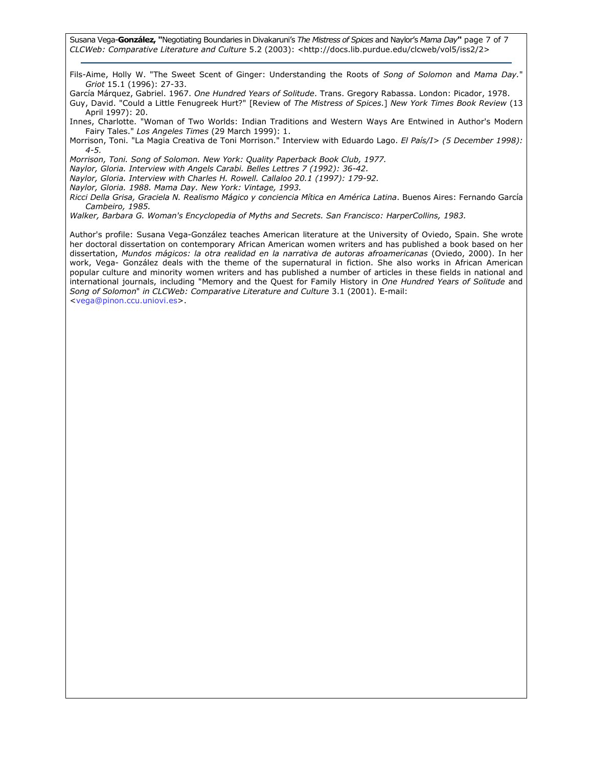Fils-Aime, Holly W. "The Sweet Scent of Ginger: Understanding the Roots of *Song of Solomon* and *Mama Day*." *Griot* 15.1 (1996): 27-33.

García Márquez, Gabriel. 1967. *One Hundred Years of Solitude*. Trans. Gregory Rabassa. London: Picador, 1978.

Guy, David. "Could a Little Fenugreek Hurt?" [Review of *The Mistress of Spices*.] *New York Times Book Review* (13 April 1997): 20.

Innes, Charlotte. "Woman of Two Worlds: Indian Traditions and Western Ways Are Entwined in Author's Modern Fairy Tales." *Los Angeles Times* (29 March 1999): 1.

Morrison, Toni. "La Magia Creativa de Toni Morrison." Interview with Eduardo Lago. *El País/I> (5 December 1998): 4-5.*

*Morrison, Toni. Song of Solomon. New York: Quality Paperback Book Club, 1977.*

*Naylor, Gloria. Interview with Angels Carabi. Belles Lettres 7 (1992): 36-42.*

*Naylor, Gloria. Interview with Charles H. Rowell. Callaloo 20.1 (1997): 179-92.*

*Naylor, Gloria. 1988. Mama Day. New York: Vintage, 1993.*

*Ricci Della Grisa, Graciela N. Realismo Mágico y conciencia Mítica en América Latina*. Buenos Aires: Fernando García *Cambeiro, 1985.*

*Walker, Barbara G. Woman's Encyclopedia of Myths and Secrets. San Francisco: HarperCollins, 1983.*

Author's profile: Susana Vega-González teaches American literature at the University of Oviedo, Spain. She wrote her doctoral dissertation on contemporary African American women writers and has published a book based on her dissertation, *Mundos mágicos: la otra realidad en la narrativa de autoras afroamericanas* (Oviedo, 2000). In her work, Vega- González deals with the theme of the supernatural in fiction. She also works in African American popular culture and minority women writers and has published a number of articles in these fields in national and international journals, including "Memory and the Quest for Family History in *One Hundred Years of Solitude* and *Song of Solomon*" *in CLCWeb: Comparative Literature and Culture* 3.1 (2001). E-mail: <vega@pinon.ccu.uniovi.es>.